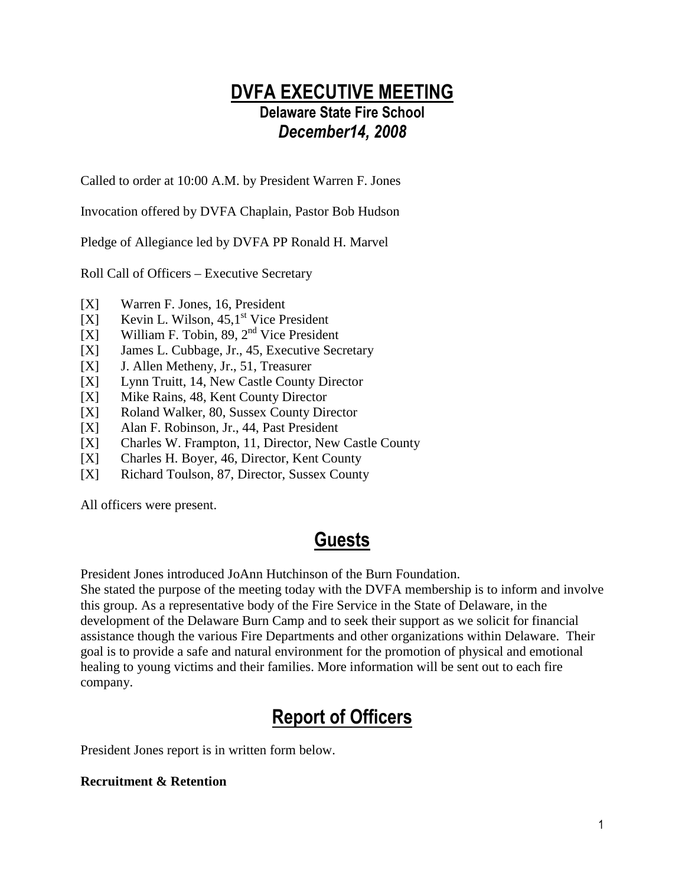# DVFA EXECUTIVE MEETING

## Delaware State Fire School

### *December14, 2008*

Called to order at 10:00 A.M. by President Warren F. Jones

Invocation offered by DVFA Chaplain, Pastor Bob Hudson

Pledge of Allegiance led by DVFA PP Ronald H. Marvel

Roll Call of Officers – Executive Secretary

- [X] Warren F. Jones, 16, President
- [X] Kevin L. Wilson, 45,1st Vice President
- [X] William F. Tobin, 89, 2nd Vice President
- [X] James L. Cubbage, Jr., 45, Executive Secretary
- [X] J. Allen Metheny, Jr., 51, Treasurer
- [X] Lynn Truitt, 14, New Castle County Director
- [X] Mike Rains, 48, Kent County Director
- [X] Roland Walker, 80, Sussex County Director
- [X] Alan F. Robinson, Jr., 44, Past President
- [X] Charles W. Frampton, 11, Director, New Castle County
- [X] Charles H. Boyer, 46, Director, Kent County
- [X] Richard Toulson, 87, Director, Sussex County

All officers were present.

## Guests

President Jones introduced JoAnn Hutchinson of the Burn Foundation.
She stated the purpose of the meeting today with the DVFA membership is to inform and involve this group. As a representative body of the Fire Service in the State of Delaware, in the development of the Delaware Burn Camp and to seek their support as we solicit for financial assistance though the various Fire Departments and other organizations within Delaware. Their goal is to provide a safe and natural environment for the promotion of physical and emotional healing to young victims and their families. More information will be sent out to each fire company.

## Report of Officers

President Jones report is in written form below.

**Recruitment & Retention**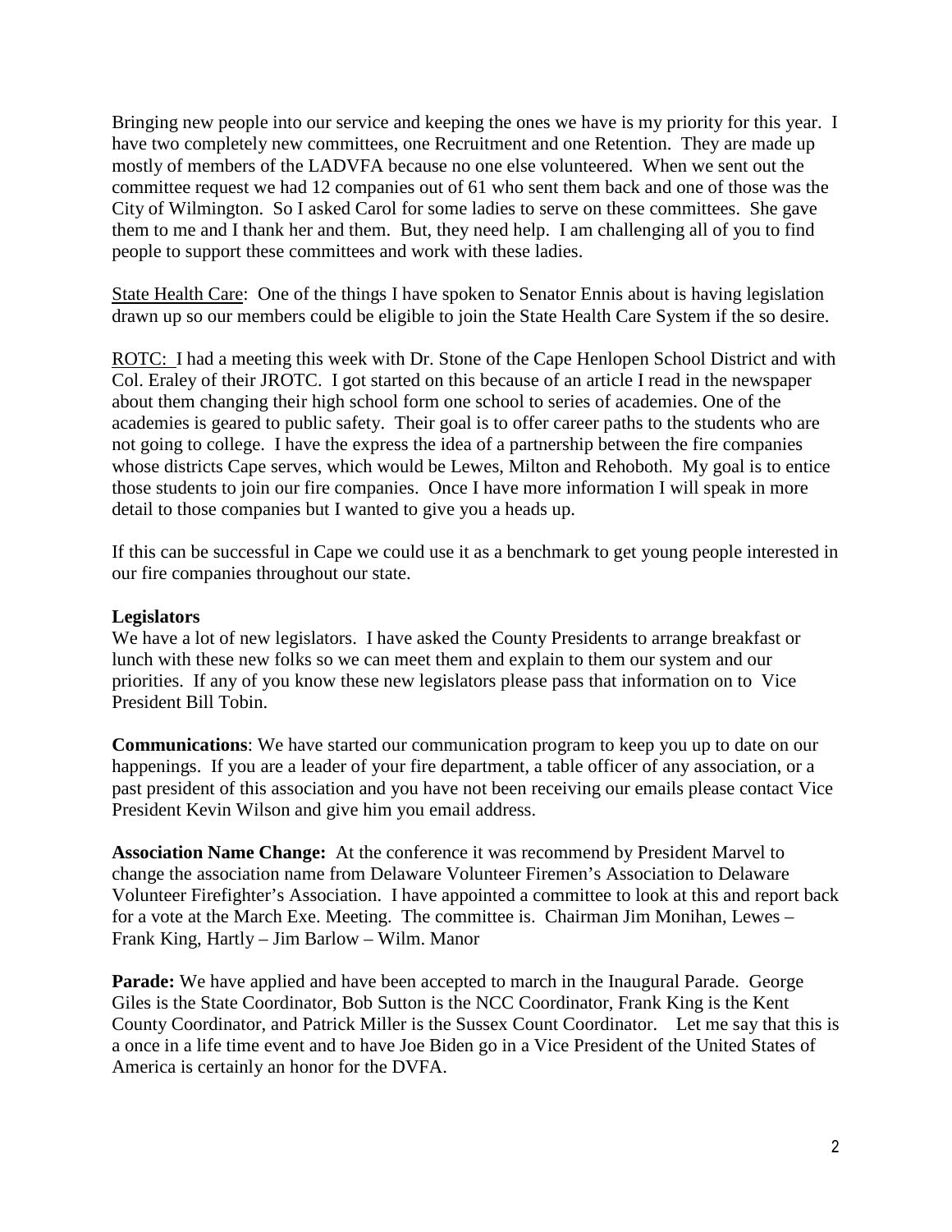Bringing new people into our service and keeping the ones we have is my priority for this year. I have two completely new committees, one Recruitment and one Retention. They are made up mostly of members of the LADVFA because no one else volunteered. When we sent out the committee request we had 12 companies out of 61 who sent them back and one of those was the City of Wilmington. So I asked Carol for some ladies to serve on these committees. She gave them to me and I thank her and them. But, they need help. I am challenging all of you to find people to support these committees and work with these ladies.

State Health Care: One of the things I have spoken to Senator Ennis about is having legislation drawn up so our members could be eligible to join the State Health Care System if the so desire.

ROTC: I had a meeting this week with Dr. Stone of the Cape Henlopen School District and with Col. Eraley of their JROTC. I got started on this because of an article I read in the newspaper about them changing their high school form one school to series of academies. One of the academies is geared to public safety. Their goal is to offer career paths to the students who are not going to college. I have the express the idea of a partnership between the fire companies whose districts Cape serves, which would be Lewes, Milton and Rehoboth. My goal is to entice those students to join our fire companies. Once I have more information I will speak in more detail to those companies but I wanted to give you a heads up.

If this can be successful in Cape we could use it as a benchmark to get young people interested in our fire companies throughout our state.

**Legislators**

We have a lot of new legislators. I have asked the County Presidents to arrange breakfast or lunch with these new folks so we can meet them and explain to them our system and our priorities. If any of you know these new legislators please pass that information on to Vice President Bill Tobin.

**Communications**: We have started our communication program to keep you up to date on our happenings. If you are a leader of your fire department, a table officer of any association, or a past president of this association and you have not been receiving our emails please contact Vice President Kevin Wilson and give him you email address.

**Association Name Change:** At the conference it was recommend by President Marvel to change the association name from Delaware Volunteer Firemen's Association to Delaware Volunteer Firefighter's Association. I have appointed a committee to look at this and report back for a vote at the March Exe. Meeting. The committee is. Chairman Jim Monihan, Lewes – Frank King, Hartly – Jim Barlow – Wilm. Manor

**Parade:** We have applied and have been accepted to march in the Inaugural Parade. George Giles is the State Coordinator, Bob Sutton is the NCC Coordinator, Frank King is the Kent County Coordinator, and Patrick Miller is the Sussex Count Coordinator. Let me say that this is a once in a life time event and to have Joe Biden go in a Vice President of the United States of America is certainly an honor for the DVFA.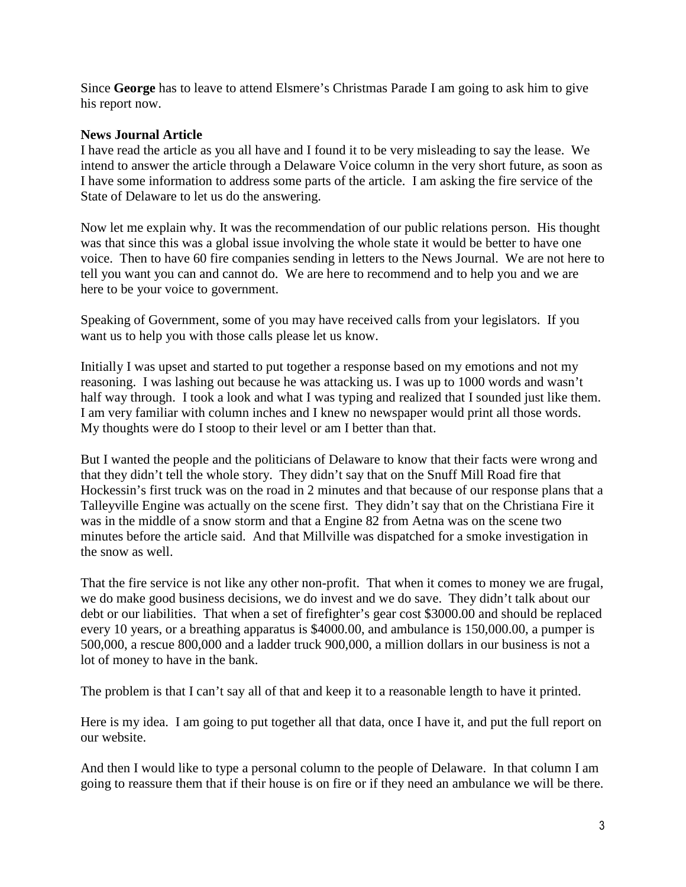Since **George** has to leave to attend Elsmere's Christmas Parade I am going to ask him to give his report now.

**News Journal Article**
I have read the article as you all have and I found it to be very misleading to say the lease. We intend to answer the article through a Delaware Voice column in the very short future, as soon as I have some information to address some parts of the article. I am asking the fire service of the State of Delaware to let us do the answering.

Now let me explain why. It was the recommendation of our public relations person. His thought was that since this was a global issue involving the whole state it would be better to have one voice. Then to have 60 fire companies sending in letters to the News Journal. We are not here to tell you want you can and cannot do. We are here to recommend and to help you and we are here to be your voice to government.

Speaking of Government, some of you may have received calls from your legislators. If you want us to help you with those calls please let us know.

Initially I was upset and started to put together a response based on my emotions and not my reasoning. I was lashing out because he was attacking us. I was up to 1000 words and wasn't half way through. I took a look and what I was typing and realized that I sounded just like them. I am very familiar with column inches and I knew no newspaper would print all those words. My thoughts were do I stoop to their level or am I better than that.

But I wanted the people and the politicians of Delaware to know that their facts were wrong and that they didn't tell the whole story. They didn't say that on the Snuff Mill Road fire that Hockessin's first truck was on the road in 2 minutes and that because of our response plans that a Talleyville Engine was actually on the scene first. They didn't say that on the Christiana Fire it was in the middle of a snow storm and that a Engine 82 from Aetna was on the scene two minutes before the article said. And that Millville was dispatched for a smoke investigation in the snow as well.

That the fire service is not like any other non-profit. That when it comes to money we are frugal, we do make good business decisions, we do invest and we do save. They didn't talk about our debt or our liabilities. That when a set of firefighter's gear cost $3000.00 and should be replaced every 10 years, or a breathing apparatus is $4000.00, and ambulance is 150,000.00, a pumper is 500,000, a rescue 800,000 and a ladder truck 900,000, a million dollars in our business is not a lot of money to have in the bank.

The problem is that I can't say all of that and keep it to a reasonable length to have it printed.

Here is my idea. I am going to put together all that data, once I have it, and put the full report on our website.

And then I would like to type a personal column to the people of Delaware. In that column I am going to reassure them that if their house is on fire or if they need an ambulance we will be there.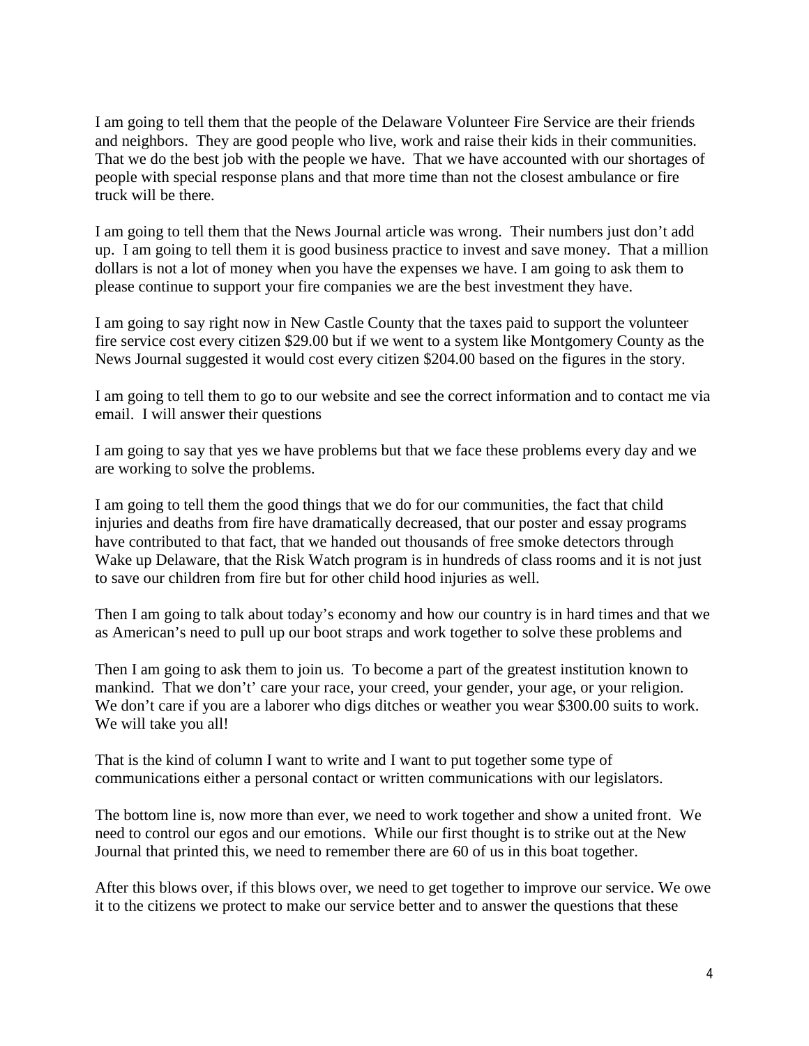I am going to tell them that the people of the Delaware Volunteer Fire Service are their friends and neighbors. They are good people who live, work and raise their kids in their communities. That we do the best job with the people we have. That we have accounted with our shortages of people with special response plans and that more time than not the closest ambulance or fire truck will be there.

I am going to tell them that the News Journal article was wrong. Their numbers just don't add up. I am going to tell them it is good business practice to invest and save money. That a million dollars is not a lot of money when you have the expenses we have. I am going to ask them to please continue to support your fire companies we are the best investment they have.

I am going to say right now in New Castle County that the taxes paid to support the volunteer fire service cost every citizen $29.00 but if we went to a system like Montgomery County as the News Journal suggested it would cost every citizen $204.00 based on the figures in the story.

I am going to tell them to go to our website and see the correct information and to contact me via email. I will answer their questions

I am going to say that yes we have problems but that we face these problems every day and we are working to solve the problems.

I am going to tell them the good things that we do for our communities, the fact that child injuries and deaths from fire have dramatically decreased, that our poster and essay programs have contributed to that fact, that we handed out thousands of free smoke detectors through Wake up Delaware, that the Risk Watch program is in hundreds of class rooms and it is not just to save our children from fire but for other child hood injuries as well.

Then I am going to talk about today's economy and how our country is in hard times and that we as American's need to pull up our boot straps and work together to solve these problems and

Then I am going to ask them to join us. To become a part of the greatest institution known to mankind. That we don't' care your race, your creed, your gender, your age, or your religion. We don't care if you are a laborer who digs ditches or weather you wear $300.00 suits to work. We will take you all!

That is the kind of column I want to write and I want to put together some type of communications either a personal contact or written communications with our legislators.

The bottom line is, now more than ever, we need to work together and show a united front. We need to control our egos and our emotions. While our first thought is to strike out at the New Journal that printed this, we need to remember there are 60 of us in this boat together.

After this blows over, if this blows over, we need to get together to improve our service. We owe it to the citizens we protect to make our service better and to answer the questions that these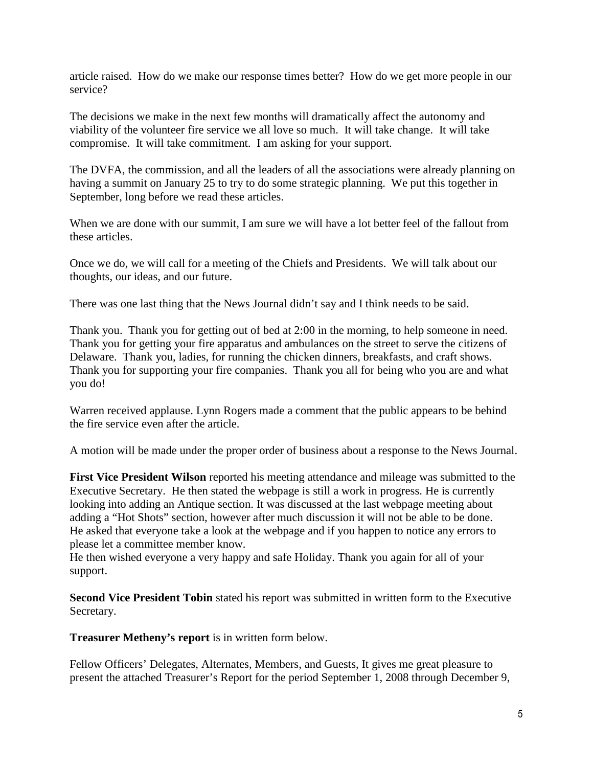article raised. How do we make our response times better? How do we get more people in our service?

The decisions we make in the next few months will dramatically affect the autonomy and viability of the volunteer fire service we all love so much. It will take change. It will take compromise. It will take commitment. I am asking for your support.

The DVFA, the commission, and all the leaders of all the associations were already planning on having a summit on January 25 to try to do some strategic planning. We put this together in September, long before we read these articles.

When we are done with our summit, I am sure we will have a lot better feel of the fallout from these articles.

Once we do, we will call for a meeting of the Chiefs and Presidents. We will talk about our thoughts, our ideas, and our future.

There was one last thing that the News Journal didn't say and I think needs to be said.

Thank you. Thank you for getting out of bed at 2:00 in the morning, to help someone in need. Thank you for getting your fire apparatus and ambulances on the street to serve the citizens of Delaware. Thank you, ladies, for running the chicken dinners, breakfasts, and craft shows. Thank you for supporting your fire companies. Thank you all for being who you are and what you do!

Warren received applause. Lynn Rogers made a comment that the public appears to be behind the fire service even after the article.

A motion will be made under the proper order of business about a response to the News Journal.

**First Vice President Wilson** reported his meeting attendance and mileage was submitted to the Executive Secretary. He then stated the webpage is still a work in progress. He is currently looking into adding an Antique section. It was discussed at the last webpage meeting about adding a "Hot Shots" section, however after much discussion it will not be able to be done. He asked that everyone take a look at the webpage and if you happen to notice any errors to please let a committee member know.
He then wished everyone a very happy and safe Holiday. Thank you again for all of your support.

**Second Vice President Tobin** stated his report was submitted in written form to the Executive Secretary.

**Treasurer Metheny's report** is in written form below.

Fellow Officers' Delegates, Alternates, Members, and Guests, It gives me great pleasure to present the attached Treasurer's Report for the period September 1, 2008 through December 9,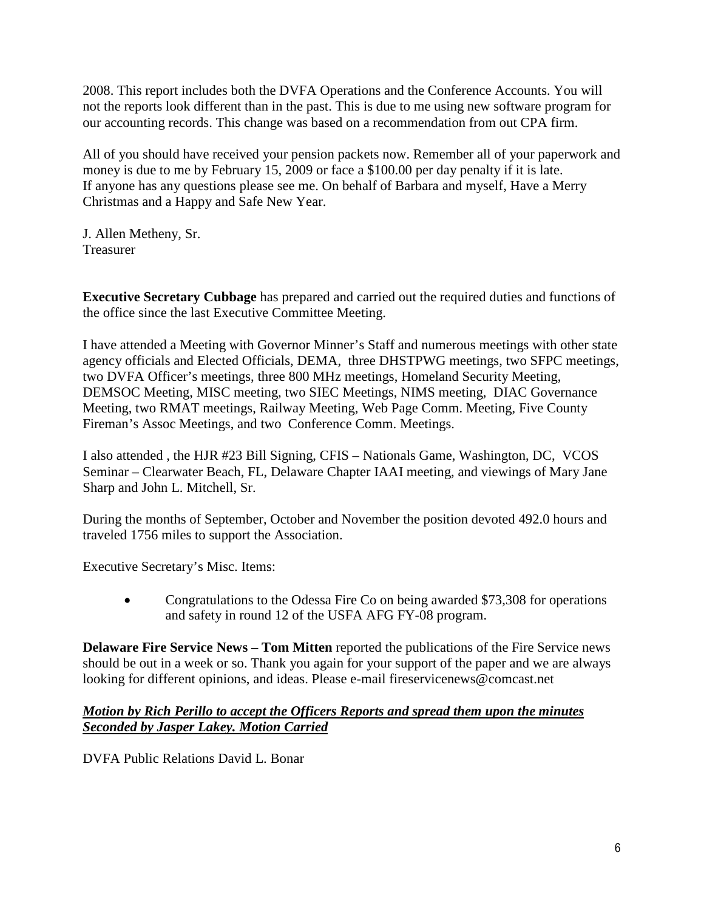2008. This report includes both the DVFA Operations and the Conference Accounts. You will not the reports look different than in the past. This is due to me using new software program for our accounting records. This change was based on a recommendation from out CPA firm.

All of you should have received your pension packets now. Remember all of your paperwork and money is due to me by February 15, 2009 or face a $100.00 per day penalty if it is late. If anyone has any questions please see me. On behalf of Barbara and myself, Have a Merry Christmas and a Happy and Safe New Year.

J. Allen Metheny, Sr.
Treasurer

**Executive Secretary Cubbage** has prepared and carried out the required duties and functions of the office since the last Executive Committee Meeting.

I have attended a Meeting with Governor Minner's Staff and numerous meetings with other state agency officials and Elected Officials, DEMA, three DHSTPWG meetings, two SFPC meetings, two DVFA Officer's meetings, three 800 MHz meetings, Homeland Security Meeting, DEMSOC Meeting, MISC meeting, two SIEC Meetings, NIMS meeting, DIAC Governance Meeting, two RMAT meetings, Railway Meeting, Web Page Comm. Meeting, Five County Fireman's Assoc Meetings, and two Conference Comm. Meetings.

I also attended , the HJR #23 Bill Signing, CFIS – Nationals Game, Washington, DC, VCOS Seminar – Clearwater Beach, FL, Delaware Chapter IAAI meeting, and viewings of Mary Jane Sharp and John L. Mitchell, Sr.

During the months of September, October and November the position devoted 492.0 hours and traveled 1756 miles to support the Association.

Executive Secretary's Misc. Items:

- Congratulations to the Odessa Fire Co on being awarded $73,308 for operations and safety in round 12 of the USFA AFG FY-08 program.

**Delaware Fire Service News – Tom Mitten** reported the publications of the Fire Service news should be out in a week or so. Thank you again for your support of the paper and we are always looking for different opinions, and ideas. Please e-mail fireservicenews@comcast.net

***Motion by Rich Perillo to accept the Officers Reports and spread them upon the minutes Seconded by Jasper Lakey. Motion Carried***

DVFA Public Relations David L. Bonar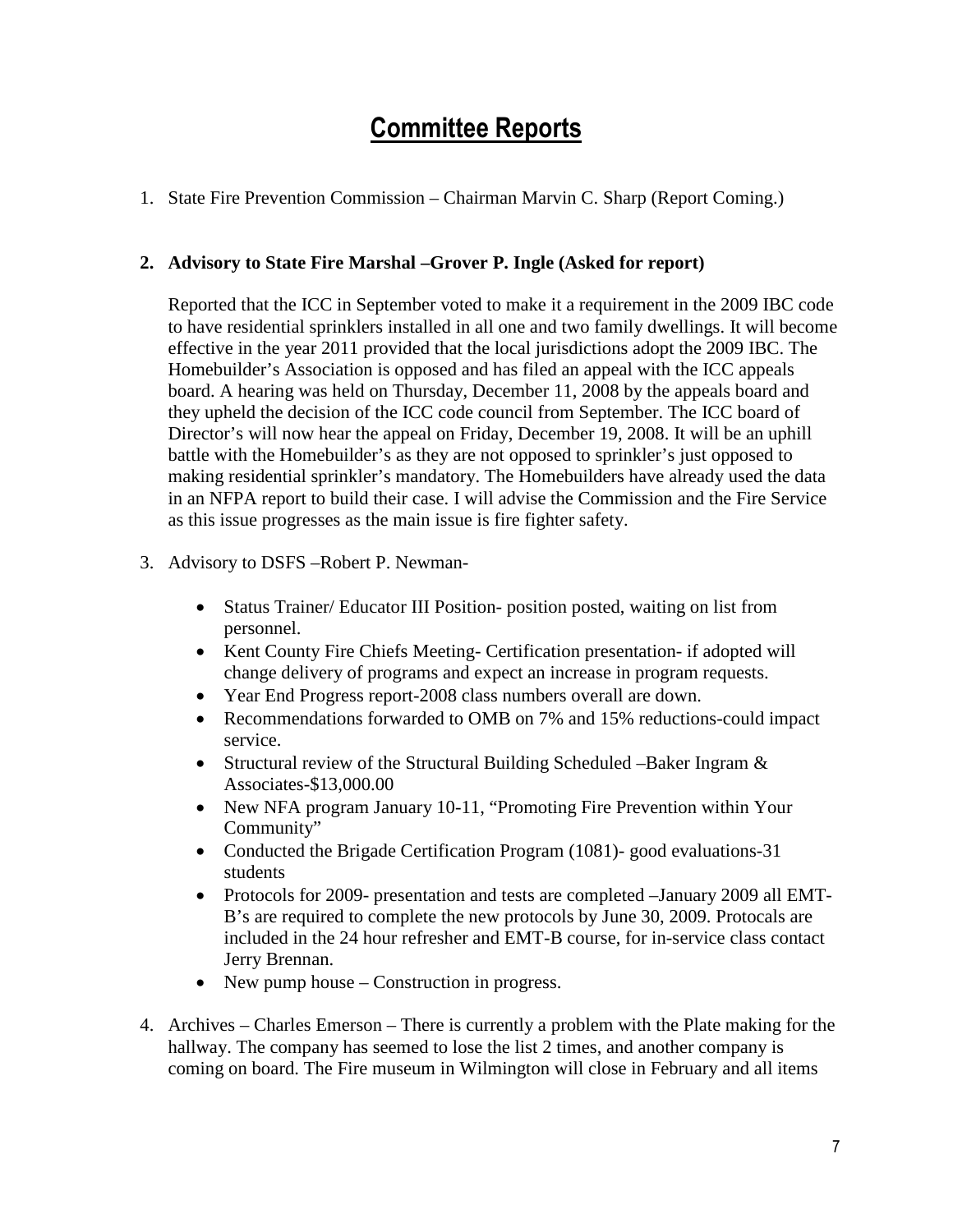# Committee Reports

1. State Fire Prevention Commission – Chairman Marvin C. Sharp (Report Coming.)

2. **Advisory to State Fire Marshal –Grover P. Ingle (Asked for report)**

   Reported that the ICC in September voted to make it a requirement in the 2009 IBC code to have residential sprinklers installed in all one and two family dwellings. It will become effective in the year 2011 provided that the local jurisdictions adopt the 2009 IBC. The Homebuilder's Association is opposed and has filed an appeal with the ICC appeals board. A hearing was held on Thursday, December 11, 2008 by the appeals board and they upheld the decision of the ICC code council from September. The ICC board of Director's will now hear the appeal on Friday, December 19, 2008. It will be an uphill battle with the Homebuilder's as they are not opposed to sprinkler's just opposed to making residential sprinkler's mandatory. The Homebuilders have already used the data in an NFPA report to build their case. I will advise the Commission and the Fire Service as this issue progresses as the main issue is fire fighter safety.

3. Advisory to DSFS –Robert P. Newman-

   - Status Trainer/ Educator III Position- position posted, waiting on list from personnel.
   - Kent County Fire Chiefs Meeting- Certification presentation- if adopted will change delivery of programs and expect an increase in program requests.
   - Year End Progress report-2008 class numbers overall are down.
   - Recommendations forwarded to OMB on 7% and 15% reductions-could impact service.
   - Structural review of the Structural Building Scheduled –Baker Ingram & Associates-$13,000.00
   - New NFA program January 10-11, "Promoting Fire Prevention within Your Community"
   - Conducted the Brigade Certification Program (1081)- good evaluations-31 students
   - Protocols for 2009- presentation and tests are completed –January 2009 all EMT-B's are required to complete the new protocols by June 30, 2009. Protocals are included in the 24 hour refresher and EMT-B course, for in-service class contact Jerry Brennan.
   - New pump house – Construction in progress.

4. Archives – Charles Emerson – There is currently a problem with the Plate making for the hallway. The company has seemed to lose the list 2 times, and another company is coming on board. The Fire museum in Wilmington will close in February and all items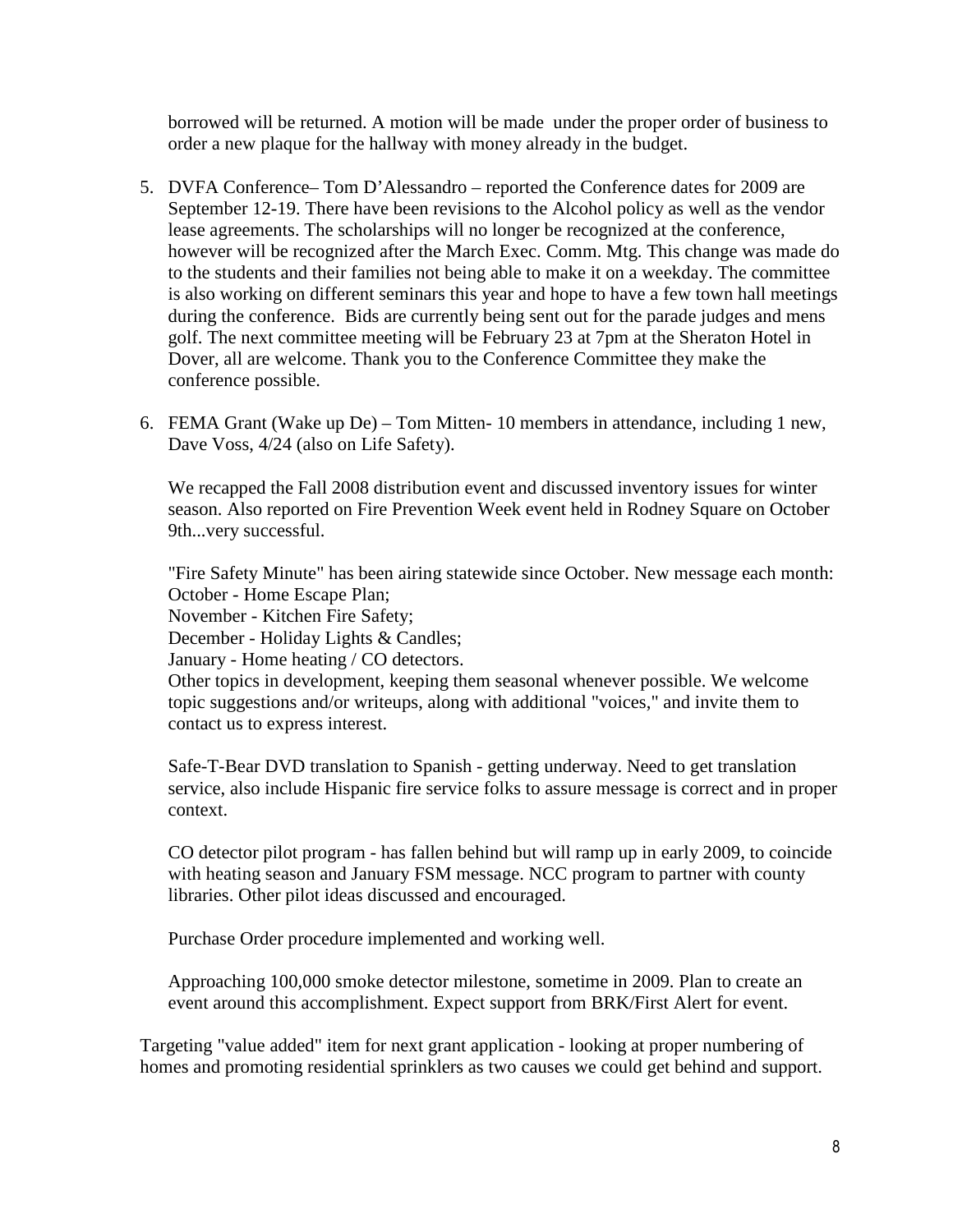borrowed will be returned. A motion will be made under the proper order of business to order a new plaque for the hallway with money already in the budget.

5. DVFA Conference– Tom D'Alessandro – reported the Conference dates for 2009 are September 12-19. There have been revisions to the Alcohol policy as well as the vendor lease agreements. The scholarships will no longer be recognized at the conference, however will be recognized after the March Exec. Comm. Mtg. This change was made do to the students and their families not being able to make it on a weekday. The committee is also working on different seminars this year and hope to have a few town hall meetings during the conference. Bids are currently being sent out for the parade judges and mens golf. The next committee meeting will be February 23 at 7pm at the Sheraton Hotel in Dover, all are welcome. Thank you to the Conference Committee they make the conference possible.

6. FEMA Grant (Wake up De) – Tom Mitten- 10 members in attendance, including 1 new, Dave Voss, 4/24 (also on Life Safety).

   We recapped the Fall 2008 distribution event and discussed inventory issues for winter season. Also reported on Fire Prevention Week event held in Rodney Square on October 9th...very successful.

   "Fire Safety Minute" has been airing statewide since October. New message each month:
   October - Home Escape Plan;
   November - Kitchen Fire Safety;
   December - Holiday Lights & Candles;
   January - Home heating / CO detectors.
   Other topics in development, keeping them seasonal whenever possible. We welcome topic suggestions and/or writeups, along with additional "voices," and invite them to contact us to express interest.

   Safe-T-Bear DVD translation to Spanish - getting underway. Need to get translation service, also include Hispanic fire service folks to assure message is correct and in proper context.

   CO detector pilot program - has fallen behind but will ramp up in early 2009, to coincide with heating season and January FSM message. NCC program to partner with county libraries. Other pilot ideas discussed and encouraged.

   Purchase Order procedure implemented and working well.

   Approaching 100,000 smoke detector milestone, sometime in 2009. Plan to create an event around this accomplishment. Expect support from BRK/First Alert for event.

Targeting "value added" item for next grant application - looking at proper numbering of homes and promoting residential sprinklers as two causes we could get behind and support.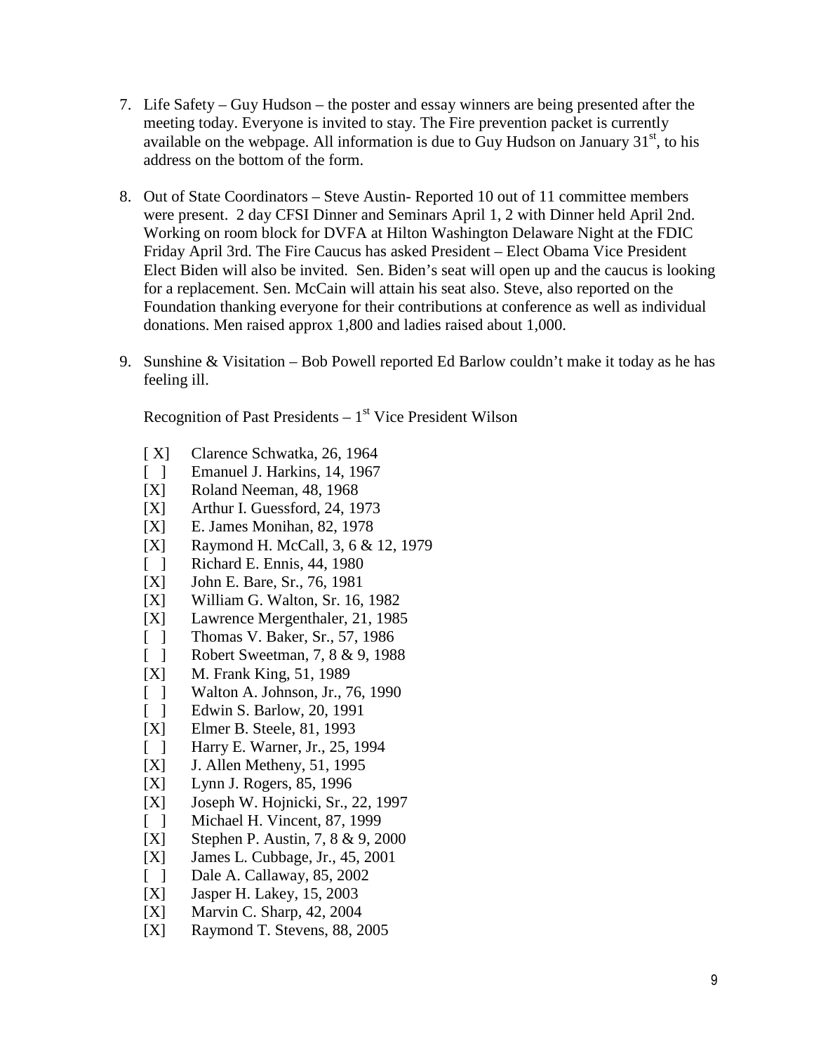7. Life Safety – Guy Hudson – the poster and essay winners are being presented after the meeting today. Everyone is invited to stay. The Fire prevention packet is currently available on the webpage. All information is due to Guy Hudson on January 31st, to his address on the bottom of the form.

8. Out of State Coordinators – Steve Austin- Reported 10 out of 11 committee members were present. 2 day CFSI Dinner and Seminars April 1, 2 with Dinner held April 2nd. Working on room block for DVFA at Hilton Washington Delaware Night at the FDIC Friday April 3rd. The Fire Caucus has asked President – Elect Obama Vice President Elect Biden will also be invited. Sen. Biden's seat will open up and the caucus is looking for a replacement. Sen. McCain will attain his seat also. Steve, also reported on the Foundation thanking everyone for their contributions at conference as well as individual donations. Men raised approx 1,800 and ladies raised about 1,000.

9. Sunshine & Visitation – Bob Powell reported Ed Barlow couldn't make it today as he has feeling ill.

   Recognition of Past Presidents – 1st Vice President Wilson

   [ X] Clarence Schwatka, 26, 1964
   [ ] Emanuel J. Harkins, 14, 1967
   [X] Roland Neeman, 48, 1968
   [X] Arthur I. Guessford, 24, 1973
   [X] E. James Monihan, 82, 1978
   [X] Raymond H. McCall, 3, 6 & 12, 1979
   [ ] Richard E. Ennis, 44, 1980
   [X] John E. Bare, Sr., 76, 1981
   [X] William G. Walton, Sr. 16, 1982
   [X] Lawrence Mergenthaler, 21, 1985
   [ ] Thomas V. Baker, Sr., 57, 1986
   [ ] Robert Sweetman, 7, 8 & 9, 1988
   [X] M. Frank King, 51, 1989
   [ ] Walton A. Johnson, Jr., 76, 1990
   [ ] Edwin S. Barlow, 20, 1991
   [X] Elmer B. Steele, 81, 1993
   [ ] Harry E. Warner, Jr., 25, 1994
   [X] J. Allen Metheny, 51, 1995
   [X] Lynn J. Rogers, 85, 1996
   [X] Joseph W. Hojnicki, Sr., 22, 1997
   [ ] Michael H. Vincent, 87, 1999
   [X] Stephen P. Austin, 7, 8 & 9, 2000
   [X] James L. Cubbage, Jr., 45, 2001
   [ ] Dale A. Callaway, 85, 2002
   [X] Jasper H. Lakey, 15, 2003
   [X] Marvin C. Sharp, 42, 2004
   [X] Raymond T. Stevens, 88, 2005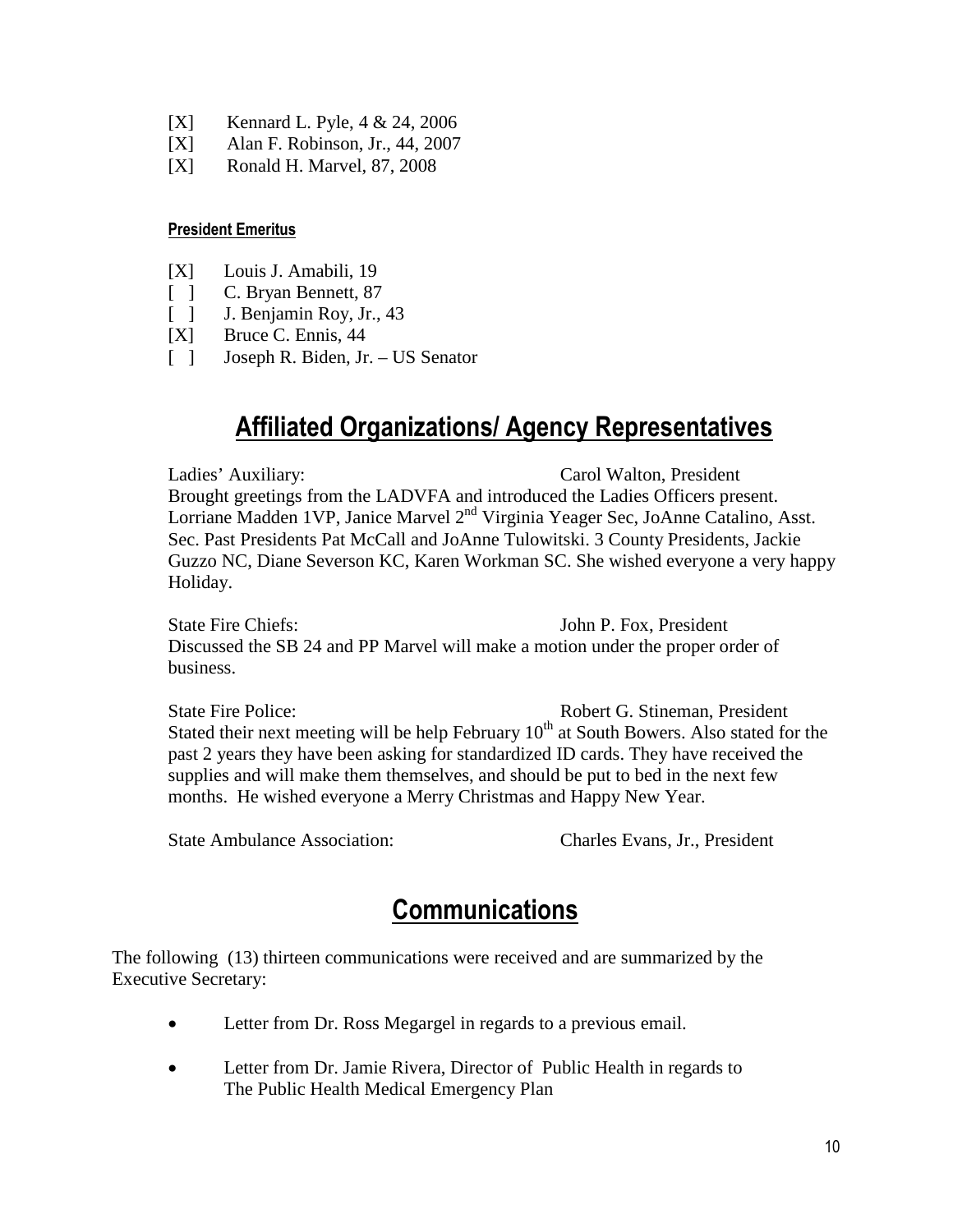- [X] Kennard L. Pyle, 4 & 24, 2006
- [X] Alan F. Robinson, Jr., 44, 2007
- [X] Ronald H. Marvel, 87, 2008

**President Emeritus**

- [X] Louis J. Amabili, 19
- [ ] C. Bryan Bennett, 87
- [ ] J. Benjamin Roy, Jr., 43
- [X] Bruce C. Ennis, 44
- [ ] Joseph R. Biden, Jr. – US Senator

## Affiliated Organizations/ Agency Representatives

Ladies' Auxiliary: Carol Walton, President

Brought greetings from the LADVFA and introduced the Ladies Officers present. Lorriane Madden 1VP, Janice Marvel 2nd Virginia Yeager Sec, JoAnne Catalino, Asst. Sec. Past Presidents Pat McCall and JoAnne Tulowitski. 3 County Presidents, Jackie Guzzo NC, Diane Severson KC, Karen Workman SC. She wished everyone a very happy Holiday.

State Fire Chiefs: John P. Fox, President

Discussed the SB 24 and PP Marvel will make a motion under the proper order of business.

State Fire Police: Robert G. Stineman, President

Stated their next meeting will be help February 10th at South Bowers. Also stated for the past 2 years they have been asking for standardized ID cards. They have received the supplies and will make them themselves, and should be put to bed in the next few months. He wished everyone a Merry Christmas and Happy New Year.

State Ambulance Association: Charles Evans, Jr., President

## Communications

The following (13) thirteen communications were received and are summarized by the Executive Secretary:

- Letter from Dr. Ross Megargel in regards to a previous email.
- Letter from Dr. Jamie Rivera, Director of Public Health in regards to The Public Health Medical Emergency Plan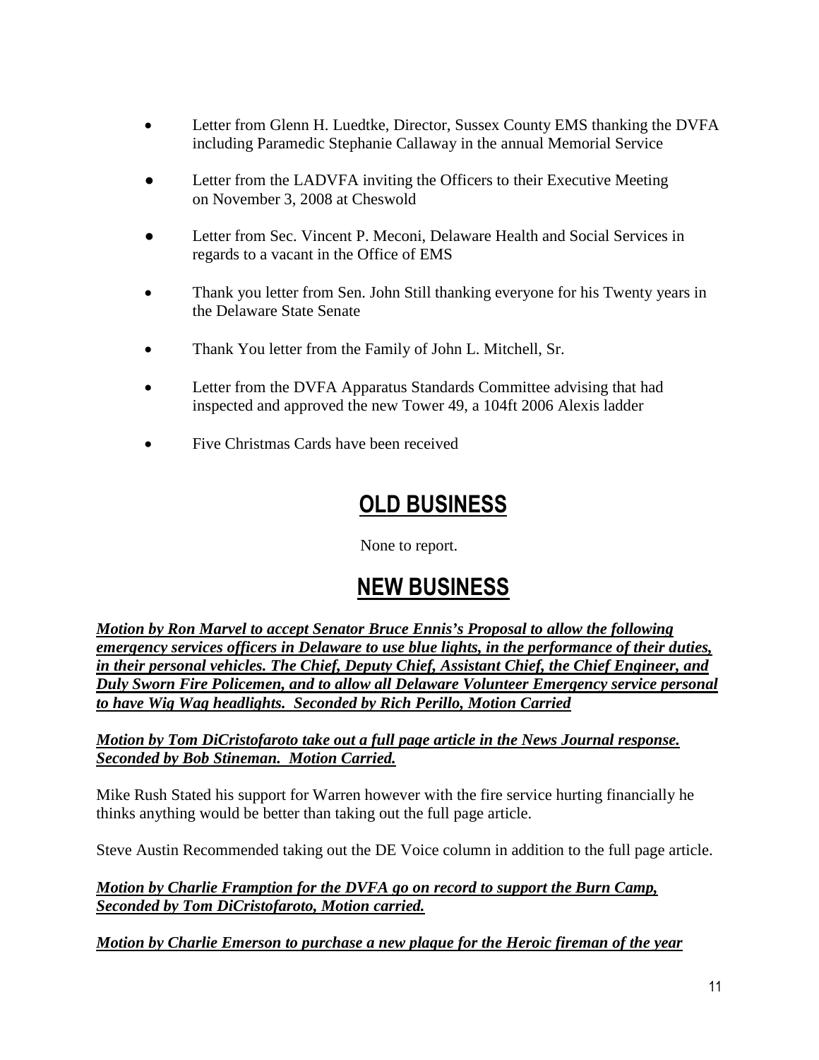- Letter from Glenn H. Luedtke, Director, Sussex County EMS thanking the DVFA including Paramedic Stephanie Callaway in the annual Memorial Service
- Letter from the LADVFA inviting the Officers to their Executive Meeting on November 3, 2008 at Cheswold
- Letter from Sec. Vincent P. Meconi, Delaware Health and Social Services in regards to a vacant in the Office of EMS
- Thank you letter from Sen. John Still thanking everyone for his Twenty years in the Delaware State Senate
- Thank You letter from the Family of John L. Mitchell, Sr.
- Letter from the DVFA Apparatus Standards Committee advising that had inspected and approved the new Tower 49, a 104ft 2006 Alexis ladder
- Five Christmas Cards have been received

# OLD BUSINESS

None to report.

# NEW BUSINESS

***Motion by Ron Marvel to accept Senator Bruce Ennis's Proposal to allow the following emergency services officers in Delaware to use blue lights, in the performance of their duties, in their personal vehicles. The Chief, Deputy Chief, Assistant Chief, the Chief Engineer, and Duly Sworn Fire Policemen, and to allow all Delaware Volunteer Emergency service personal to have Wig Wag headlights. Seconded by Rich Perillo, Motion Carried***

***Motion by Tom DiCristofaroto take out a full page article in the News Journal response. Seconded by Bob Stineman. Motion Carried.***

Mike Rush Stated his support for Warren however with the fire service hurting financially he thinks anything would be better than taking out the full page article.

Steve Austin Recommended taking out the DE Voice column in addition to the full page article.

***Motion by Charlie Framption for the DVFA go on record to support the Burn Camp, Seconded by Tom DiCristofaroto, Motion carried.***

***Motion by Charlie Emerson to purchase a new plaque for the Heroic fireman of the year***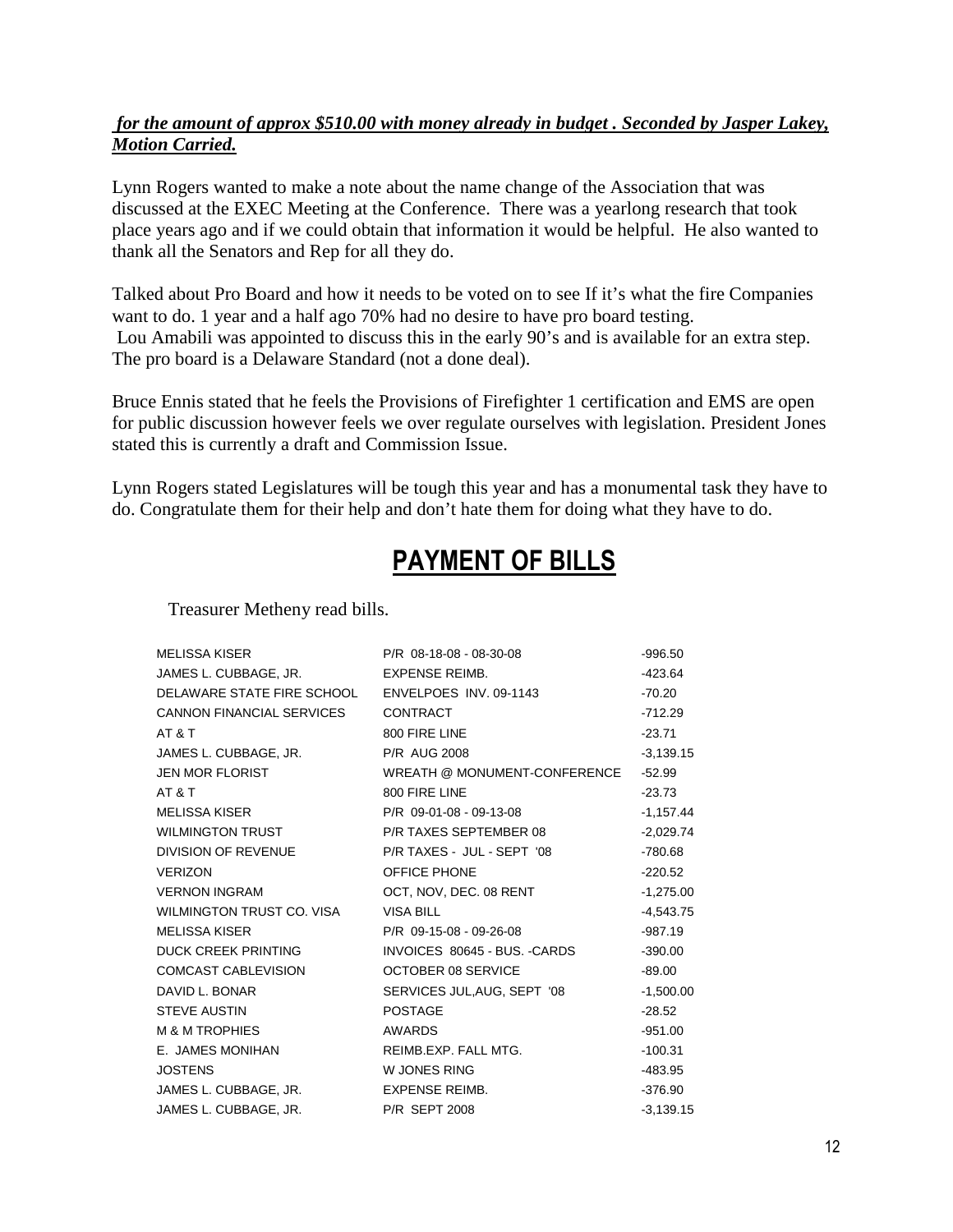***for the amount of approx $510.00 with money already in budget . Seconded by Jasper Lakey, Motion Carried.***

Lynn Rogers wanted to make a note about the name change of the Association that was discussed at the EXEC Meeting at the Conference. There was a yearlong research that took place years ago and if we could obtain that information it would be helpful. He also wanted to thank all the Senators and Rep for all they do.

Talked about Pro Board and how it needs to be voted on to see If it's what the fire Companies want to do. 1 year and a half ago 70% had no desire to have pro board testing.
Lou Amabili was appointed to discuss this in the early 90's and is available for an extra step. The pro board is a Delaware Standard (not a done deal).

Bruce Ennis stated that he feels the Provisions of Firefighter 1 certification and EMS are open for public discussion however feels we over regulate ourselves with legislation. President Jones stated this is currently a draft and Commission Issue.

Lynn Rogers stated Legislatures will be tough this year and has a monumental task they have to do. Congratulate them for their help and don't hate them for doing what they have to do.

# PAYMENT OF BILLS

Treasurer Metheny read bills.

| | | |
|---|---|---|
| MELISSA KISER | P/R 08-18-08 - 08-30-08 | -996.50 |
| JAMES L. CUBBAGE, JR. | EXPENSE REIMB. | -423.64 |
| DELAWARE STATE FIRE SCHOOL | ENVELPOES INV. 09-1143 | -70.20 |
| CANNON FINANCIAL SERVICES | CONTRACT | -712.29 |
| AT & T | 800 FIRE LINE | -23.71 |
| JAMES L. CUBBAGE, JR. | P/R AUG 2008 | -3,139.15 |
| JEN MOR FLORIST | WREATH @ MONUMENT-CONFERENCE | -52.99 |
| AT & T | 800 FIRE LINE | -23.73 |
| MELISSA KISER | P/R 09-01-08 - 09-13-08 | -1,157.44 |
| WILMINGTON TRUST | P/R TAXES SEPTEMBER 08 | -2,029.74 |
| DIVISION OF REVENUE | P/R TAXES - JUL - SEPT '08 | -780.68 |
| VERIZON | OFFICE PHONE | -220.52 |
| VERNON INGRAM | OCT, NOV, DEC. 08 RENT | -1,275.00 |
| WILMINGTON TRUST CO. VISA | VISA BILL | -4,543.75 |
| MELISSA KISER | P/R 09-15-08 - 09-26-08 | -987.19 |
| DUCK CREEK PRINTING | INVOICES 80645 - BUS. -CARDS | -390.00 |
| COMCAST CABLEVISION | OCTOBER 08 SERVICE | -89.00 |
| DAVID L. BONAR | SERVICES JUL,AUG, SEPT '08 | -1,500.00 |
| STEVE AUSTIN | POSTAGE | -28.52 |
| M & M TROPHIES | AWARDS | -951.00 |
| E. JAMES MONIHAN | REIMB.EXP. FALL MTG. | -100.31 |
| JOSTENS | W JONES RING | -483.95 |
| JAMES L. CUBBAGE, JR. | EXPENSE REIMB. | -376.90 |
| JAMES L. CUBBAGE, JR. | P/R SEPT 2008 | -3,139.15 |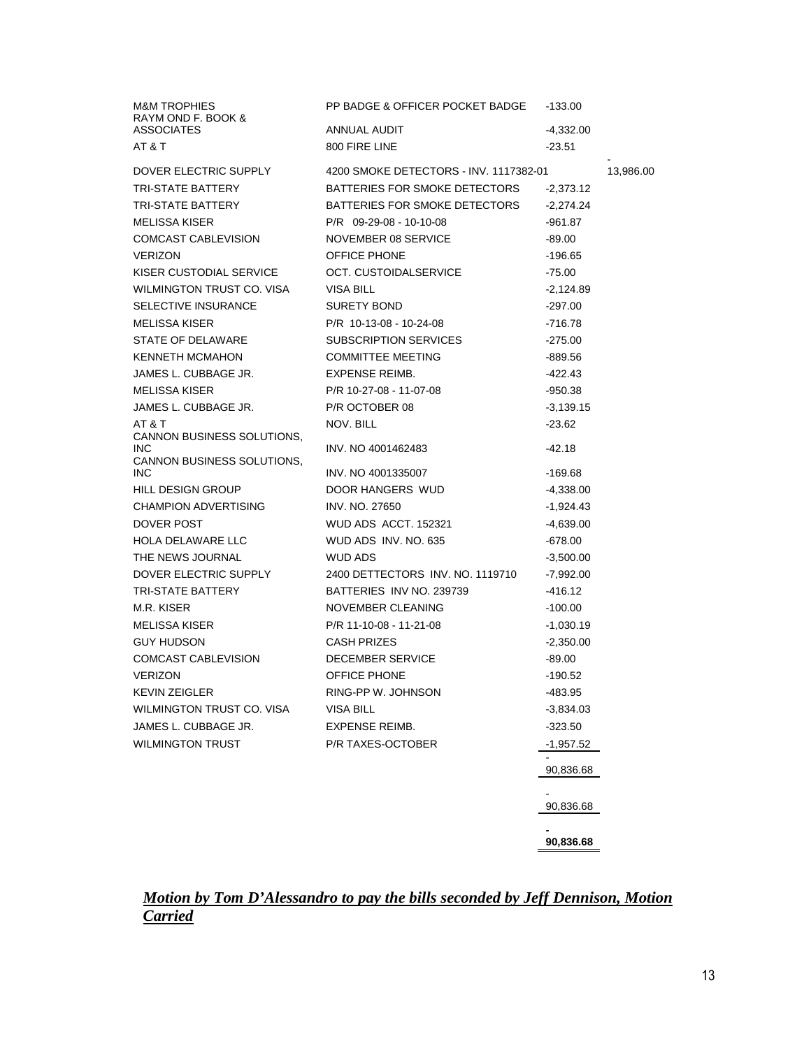| | | | |
|---|---|---|---|
| M&M TROPHIES | PP BADGE & OFFICER POCKET BADGE | -133.00 | |
| RAYMOND F. BOOK & ASSOCIATES | ANNUAL AUDIT | -4,332.00 | |
| AT & T | 800 FIRE LINE | -23.51 | |
| DOVER ELECTRIC SUPPLY | 4200 SMOKE DETECTORS - INV. 1117382-01 | | -13,986.00 |
| TRI-STATE BATTERY | BATTERIES FOR SMOKE DETECTORS | -2,373.12 | |
| TRI-STATE BATTERY | BATTERIES FOR SMOKE DETECTORS | -2,274.24 | |
| MELISSA KISER | P/R 09-29-08 - 10-10-08 | -961.87 | |
| COMCAST CABLEVISION | NOVEMBER 08 SERVICE | -89.00 | |
| VERIZON | OFFICE PHONE | -196.65 | |
| KISER CUSTODIAL SERVICE | OCT. CUSTOIDALSERVICE | -75.00 | |
| WILMINGTON TRUST CO. VISA | VISA BILL | -2,124.89 | |
| SELECTIVE INSURANCE | SURETY BOND | -297.00 | |
| MELISSA KISER | P/R 10-13-08 - 10-24-08 | -716.78 | |
| STATE OF DELAWARE | SUBSCRIPTION SERVICES | -275.00 | |
| KENNETH MCMAHON | COMMITTEE MEETING | -889.56 | |
| JAMES L. CUBBAGE JR. | EXPENSE REIMB. | -422.43 | |
| MELISSA KISER | P/R 10-27-08 - 11-07-08 | -950.38 | |
| JAMES L. CUBBAGE JR. | P/R OCTOBER 08 | -3,139.15 | |
| AT & T | NOV. BILL | -23.62 | |
| CANNON BUSINESS SOLUTIONS, INC | INV. NO 4001462483 | -42.18 | |
| CANNON BUSINESS SOLUTIONS, INC | INV. NO 4001335007 | -169.68 | |
| HILL DESIGN GROUP | DOOR HANGERS WUD | -4,338.00 | |
| CHAMPION ADVERTISING | INV. NO. 27650 | -1,924.43 | |
| DOVER POST | WUD ADS ACCT. 152321 | -4,639.00 | |
| HOLA DELAWARE LLC | WUD ADS INV. NO. 635 | -678.00 | |
| THE NEWS JOURNAL | WUD ADS | -3,500.00 | |
| DOVER ELECTRIC SUPPLY | 2400 DETTECTORS INV. NO. 1119710 | -7,992.00 | |
| TRI-STATE BATTERY | BATTERIES INV NO. 239739 | -416.12 | |
| M.R. KISER | NOVEMBER CLEANING | -100.00 | |
| MELISSA KISER | P/R 11-10-08 - 11-21-08 | -1,030.19 | |
| GUY HUDSON | CASH PRIZES | -2,350.00 | |
| COMCAST CABLEVISION | DECEMBER SERVICE | -89.00 | |
| VERIZON | OFFICE PHONE | -190.52 | |
| KEVIN ZEIGLER | RING-PP W. JOHNSON | -483.95 | |
| WILMINGTON TRUST CO. VISA | VISA BILL | -3,834.03 | |
| JAMES L. CUBBAGE JR. | EXPENSE REIMB. | -323.50 | |
| WILMINGTON TRUST | P/R TAXES-OCTOBER | -1,957.52 | |
| | | -90,836.68 | |
| | | -90,836.68 | |
| | | **-90,836.68** | |

***Motion by Tom D'Alessandro to pay the bills seconded by Jeff Dennison, Motion Carried***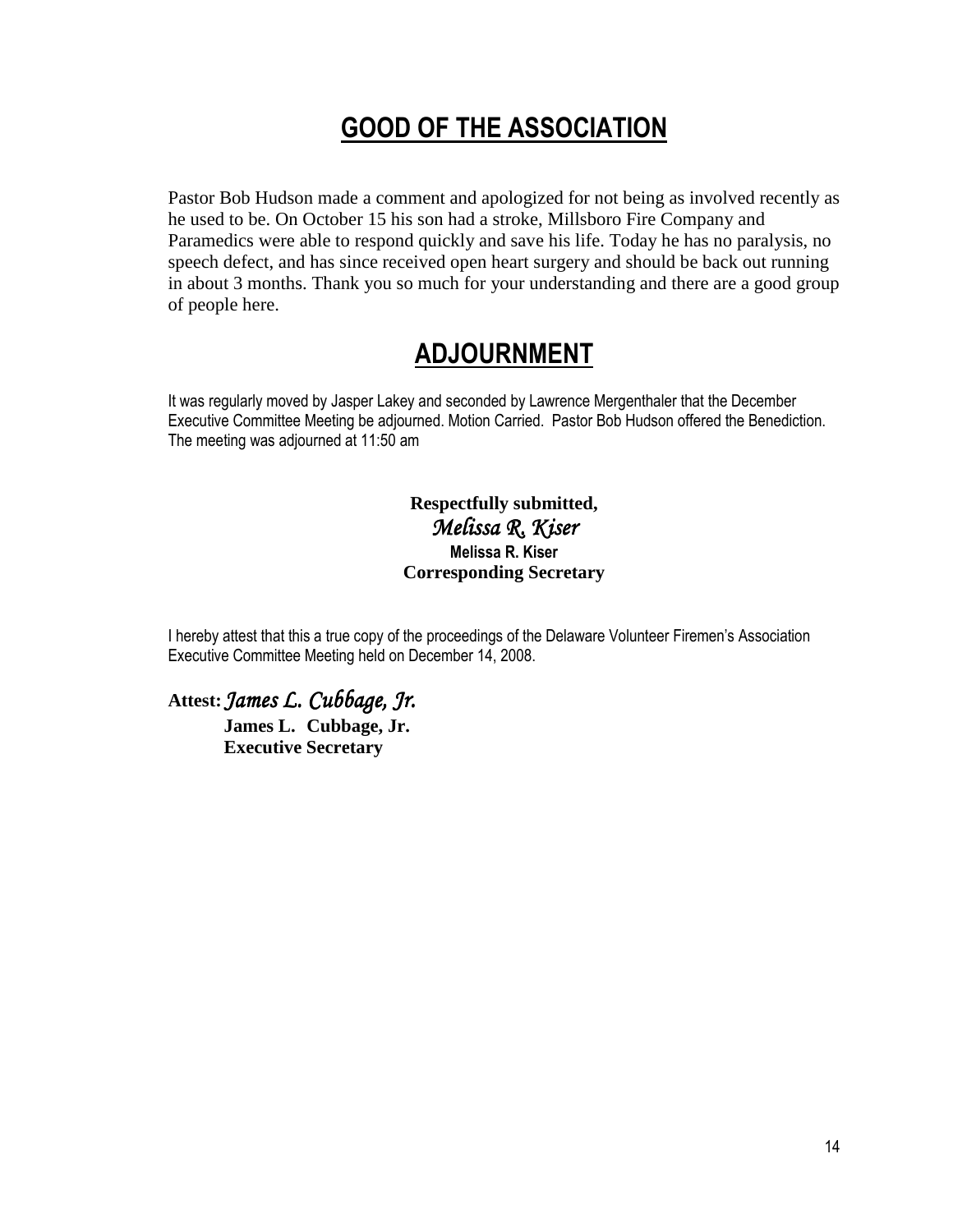# GOOD OF THE ASSOCIATION

Pastor Bob Hudson made a comment and apologized for not being as involved recently as he used to be. On October 15 his son had a stroke, Millsboro Fire Company and Paramedics were able to respond quickly and save his life. Today he has no paralysis, no speech defect, and has since received open heart surgery and should be back out running in about 3 months. Thank you so much for your understanding and there are a good group of people here.

# ADJOURNMENT

It was regularly moved by Jasper Lakey and seconded by Lawrence Mergenthaler that the December Executive Committee Meeting be adjourned. Motion Carried. Pastor Bob Hudson offered the Benediction. The meeting was adjourned at 11:50 am

**Respectfully submitted,**
*Melissa R. Kiser*
**Melissa R. Kiser**
**Corresponding Secretary**

I hereby attest that this a true copy of the proceedings of the Delaware Volunteer Firemen's Association Executive Committee Meeting held on December 14, 2008.

**Attest:** *James L. Cubbage, Jr.*
**James L. Cubbage, Jr.**
**Executive Secretary**